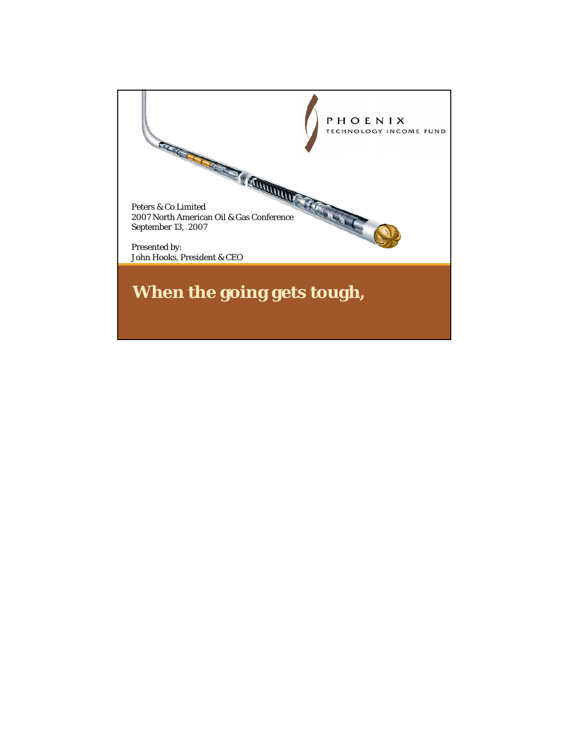PHOENIX
TECHNOLOGY INCOME FUND

Peters & Co Limited
2007 North American Oil & Gas Conference
September 13, 2007

Presented by:
John Hooks, President & CEO

# When the going gets tough,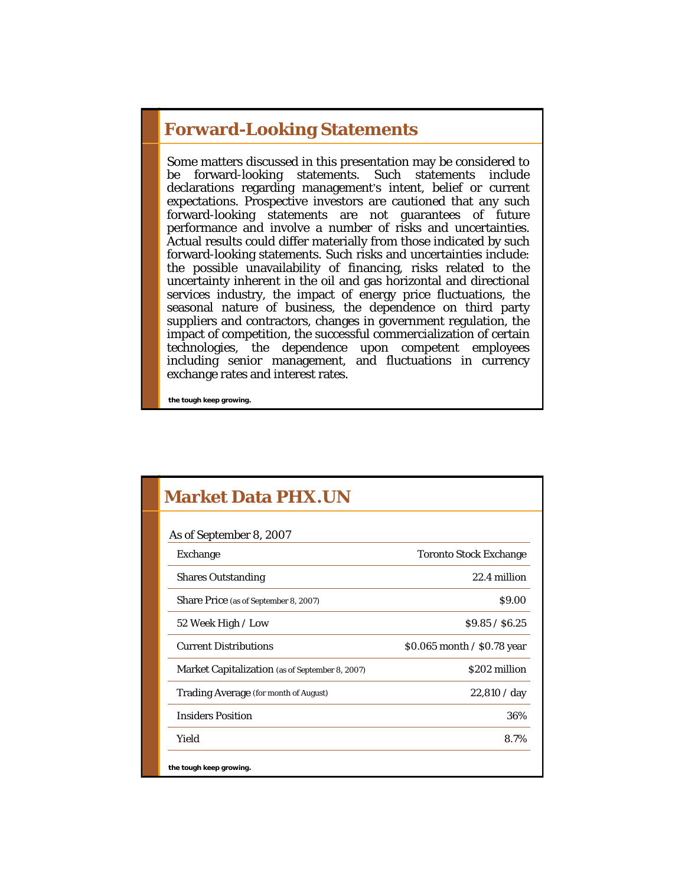## Forward-Looking Statements

Some matters discussed in this presentation may be considered to be forward-looking statements. Such statements include declarations regarding management's intent, belief or current expectations. Prospective investors are cautioned that any such forward-looking statements are not guarantees of future performance and involve a number of risks and uncertainties. Actual results could differ materially from those indicated by such forward-looking statements. Such risks and uncertainties include: the possible unavailability of financing, risks related to the uncertainty inherent in the oil and gas horizontal and directional services industry, the impact of energy price fluctuations, the seasonal nature of business, the dependence on third party suppliers and contractors, changes in government regulation, the impact of competition, the successful commercialization of certain technologies, the dependence upon competent employees including senior management, and fluctuations in currency exchange rates and interest rates.

**the tough keep growing.**

## Market Data PHX.UN

| As of September 8, 2007 | |
|---|---|
| Exchange | Toronto Stock Exchange |
| Shares Outstanding | 22.4 million |
| Share Price (as of September 8, 2007) | $9.00 |
| 52 Week High / Low | $9.85 / $6.25 |
| Current Distributions | $0.065 month / $0.78 year |
| Market Capitalization (as of September 8, 2007) | $202 million |
| Trading Average (for month of August) | 22,810 / day |
| Insiders Position | 36% |
| Yield | 8.7% |

**the tough keep growing.**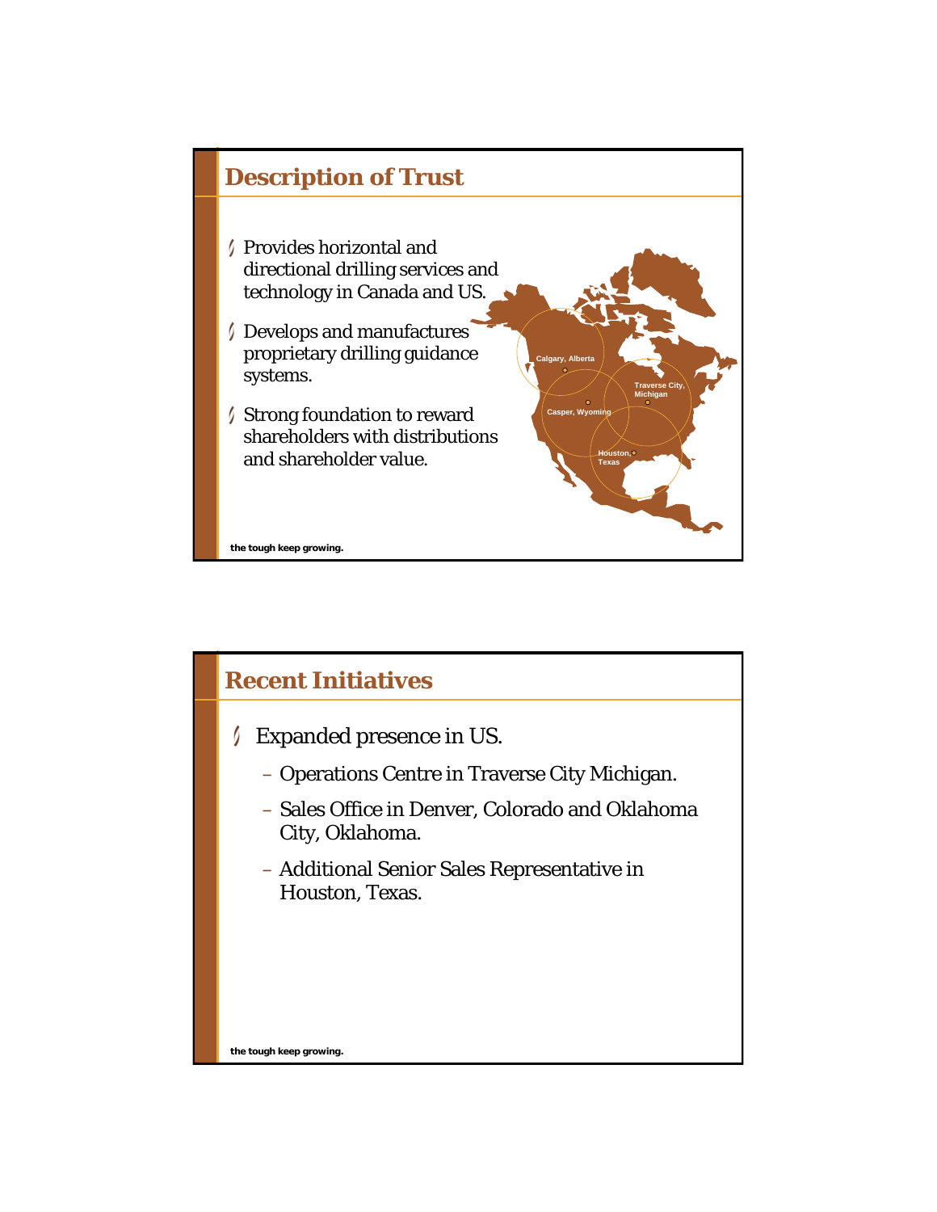## Description of Trust

- Provides horizontal and directional drilling services and technology in Canada and US.
- Develops and manufactures proprietary drilling guidance systems.
- Strong foundation to reward shareholders with distributions and shareholder value.

Calgary, Alberta

Casper, Wyoming

Traverse City, Michigan

Houston, Texas

the tough keep growing.

## Recent Initiatives

- Expanded presence in US.
  - Operations Centre in Traverse City Michigan.
  - Sales Office in Denver, Colorado and Oklahoma City, Oklahoma.
  - Additional Senior Sales Representative in Houston, Texas.

the tough keep growing.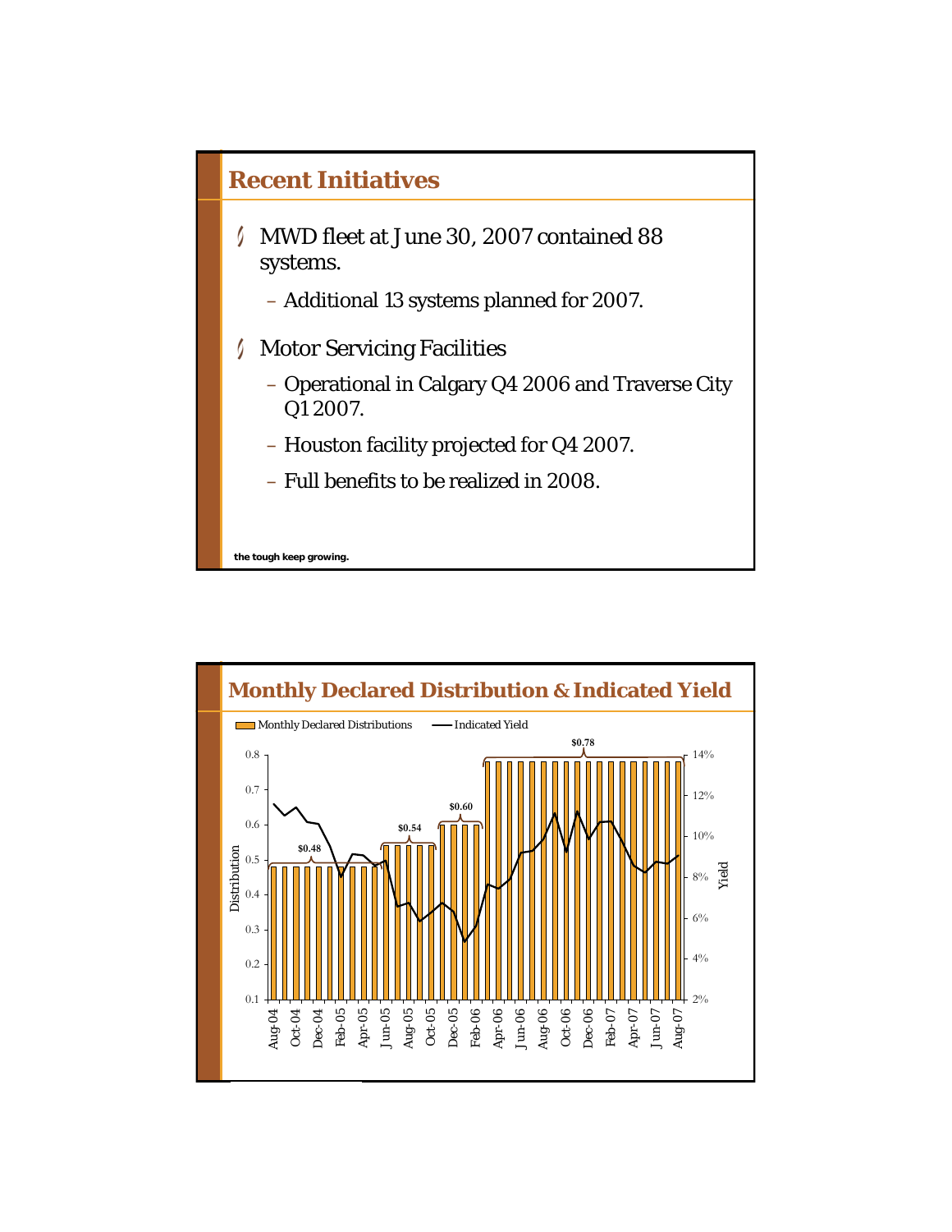## Recent Initiatives

- MWD fleet at June 30, 2007 contained 88 systems.
  - Additional 13 systems planned for 2007.
- Motor Servicing Facilities
  - Operational in Calgary Q4 2006 and Traverse City Q1 2007.
  - Houston facility projected for Q4 2007.
  - Full benefits to be realized in 2008.

**the tough keep growing.**

## Monthly Declared Distribution & Indicated Yield

Monthly Declared Distributions — Indicated Yield

$0.48 $0.54 $0.60 $0.78

Distribution: 0.1 0.2 0.3 0.4 0.5 0.6 0.7 0.8

Yield: 2% 4% 6% 8% 10% 12% 14%

Aug-04 Oct-04 Dec-04 Feb-05 Apr-05 Jun-05 Aug-05 Oct-05 Dec-05 Feb-06 Apr-06 Jun-06 Aug-06 Oct-06 Dec-06 Feb-07 Apr-07 Jun-07 Aug-07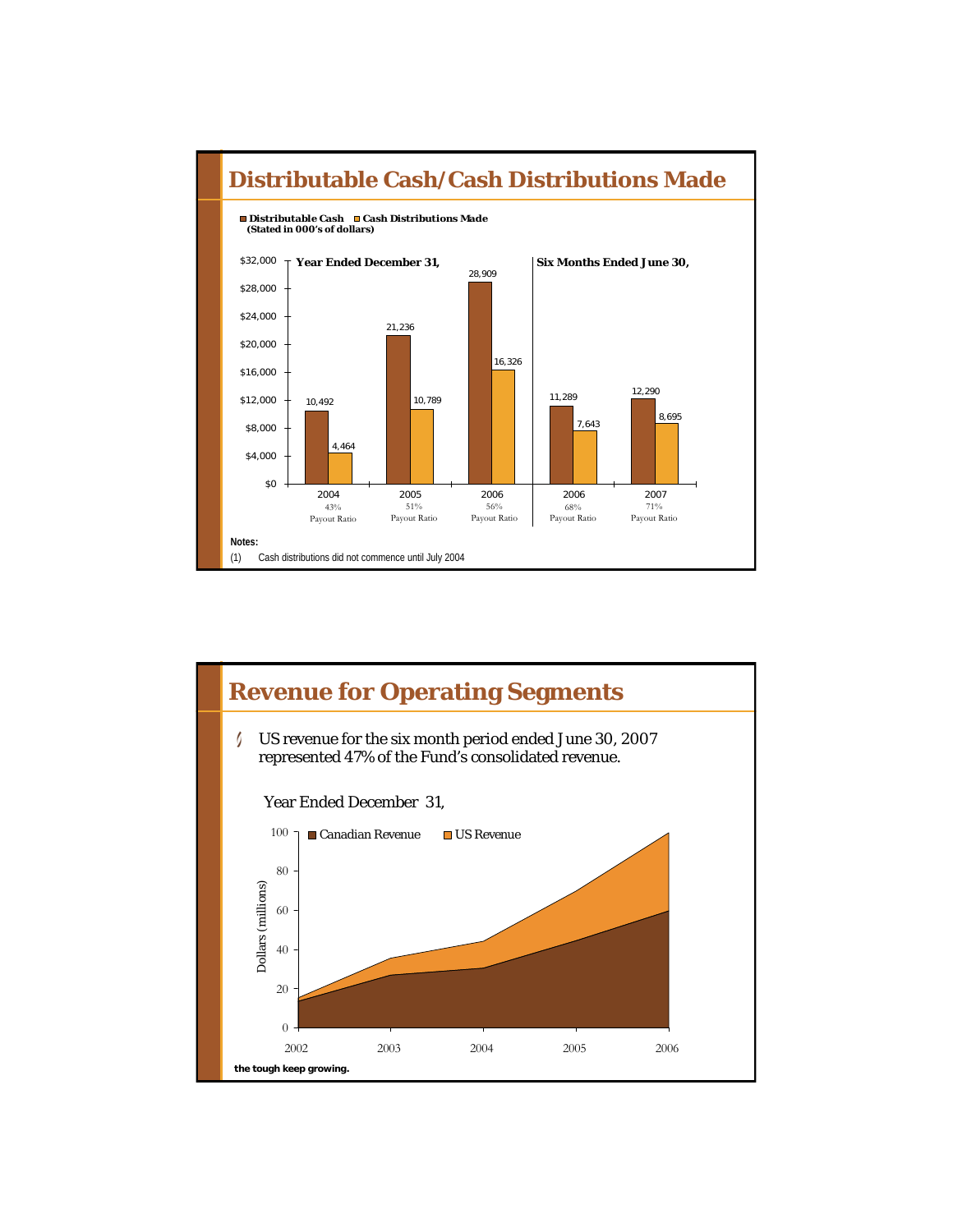## Distributable Cash/Cash Distributions Made

**Distributable Cash** **Cash Distributions Made**
**(Stated in 000's of dollars)**

| | Year Ended December 31, | | | Six Months Ended June 30, | |
|---|---|---|---|---|---|
| | 2004 | 2005 | 2006 | 2006 | 2007 |
| Distributable Cash | 10,492 | 21,236 | 28,909 | 11,289 | 12,290 |
| Cash Distributions Made | 4,464 | 10,789 | 16,326 | 7,643 | 8,695 |
| Payout Ratio | 43% | 51% | 56% | 68% | 71% |

**Notes:**

(1) Cash distributions did not commence until July 2004

## Revenue for Operating Segments

- US revenue for the six month period ended June 30, 2007 represented 47% of the Fund's consolidated revenue.

Year Ended December 31,

Canadian Revenue / US Revenue

Dollars (millions)

2002 2003 2004 2005 2006

**the tough keep growing.**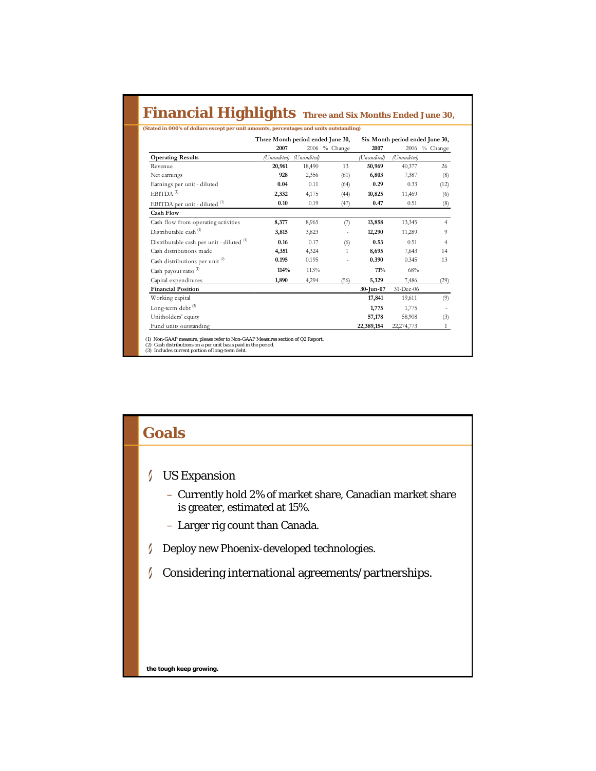# Financial Highlights Three and Six Months Ended June 30,

**(Stated in 000's of dollars except per unit amounts, percentages and units outstanding)**

| | Three Month period ended June 30, | | | Six Month period ended June 30, | | |
|---|---|---|---|---|---|---|
| | **2007** | 2006 | % Change | **2007** | 2006 | % Change |
| **Operating Results** | *(Unaudited)* | *(Unaudited)* | | *(Unaudited)* | *(Unaudited)* | |
| Revenue | **20,961** | 18,490 | 13 | **50,969** | 40,377 | 26 |
| Net earnings | **928** | 2,356 | (61) | **6,803** | 7,387 | (8) |
| Earnings per unit - diluted | **0.04** | 0.11 | (64) | **0.29** | 0.33 | (12) |
| EBITDA [1] | **2,332** | 4,175 | (44) | **10,825** | 11,469 | (6) |
| EBITDA per unit - diluted [1] | **0.10** | 0.19 | (47) | **0.47** | 0.51 | (8) |
| **Cash Flow** | | | | | | |
| Cash flow from operating activities | **8,377** | 8,965 | (7) | **13,858** | 13,345 | 4 |
| Distributable cash [1] | **3,815** | 3,823 | - | **12,290** | 11,289 | 9 |
| Distributable cash per unit - diluted [1] | **0.16** | 0.17 | (6) | **0.53** | 0.51 | 4 |
| Cash distributions made | **4,351** | 4,324 | 1 | **8,695** | 7,643 | 14 |
| Cash distributions per unit [2] | **0.195** | 0.195 | - | **0.390** | 0.345 | 13 |
| Cash payout ratio [1] | **114%** | 113% | | **71%** | 68% | |
| Capital expenditures | **1,890** | 4,294 | (56) | **5,329** | 7,486 | (29) |
| **Financial Position** | | | | **30-Jun-07** | 31-Dec-06 | |
| Working capital | | | | **17,841** | 19,611 | (9) |
| Long-term debt [3] | | | | **1,775** | 1,775 | - |
| Unitholders' equity | | | | **57,178** | 58,908 | (3) |
| Fund units outstanding | | | | **22,389,154** | 22,274,773 | 1 |

(1) Non-GAAP measure, please refer to Non-GAAP Measures section of Q2 Report.
(2) Cash distributions on a per unit basis paid in the period.
(3) Includes current portion of long-term debt.

# Goals

- US Expansion
  - Currently hold 2% of market share, Canadian market share is greater, estimated at 15%.
  - Larger rig count than Canada.
- Deploy new Phoenix-developed technologies.
- Considering international agreements/partnerships.

**the tough keep growing.**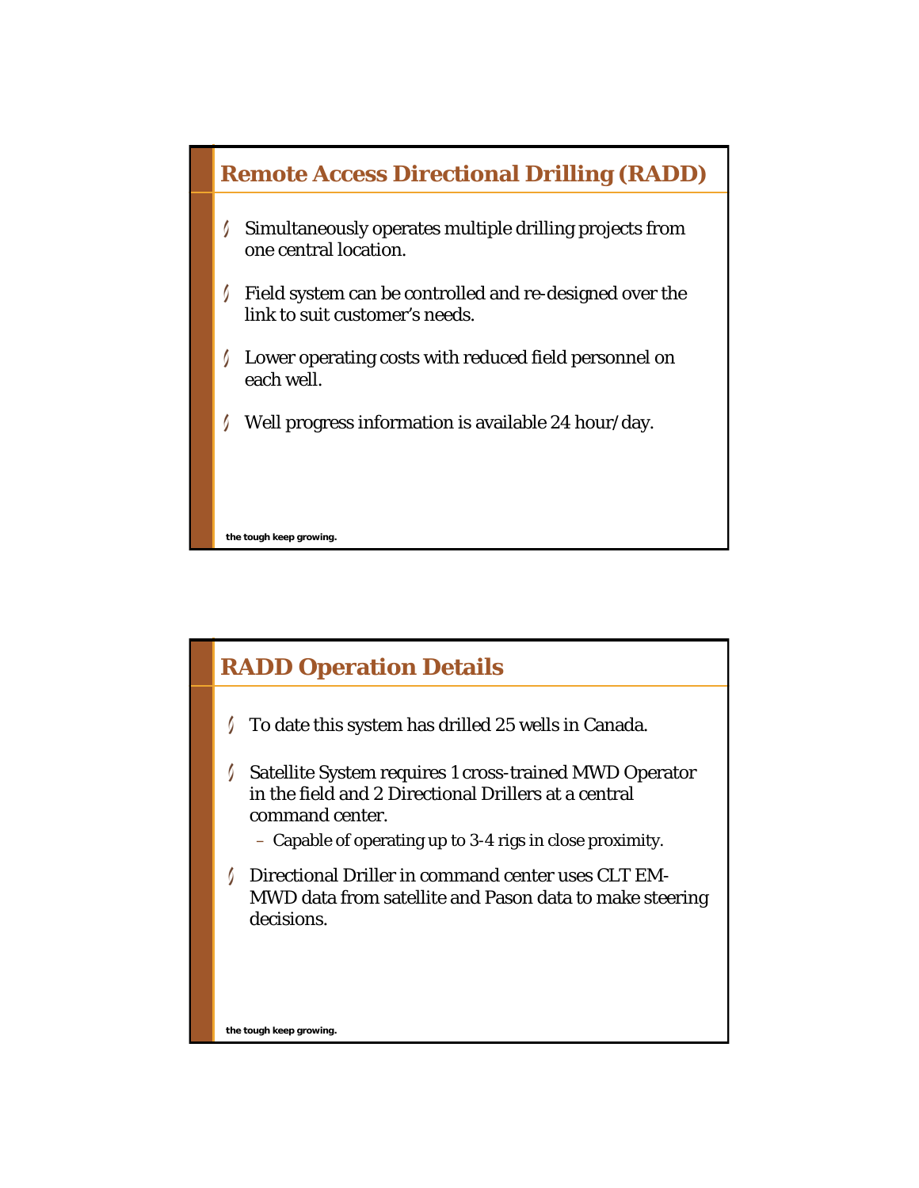## Remote Access Directional Drilling (RADD)

- Simultaneously operates multiple drilling projects from one central location.
- Field system can be controlled and re-designed over the link to suit customer's needs.
- Lower operating costs with reduced field personnel on each well.
- Well progress information is available 24 hour/day.

the tough keep growing.

## RADD Operation Details

- To date this system has drilled 25 wells in Canada.
- Satellite System requires 1 cross-trained MWD Operator in the field and 2 Directional Drillers at a central command center.
  - Capable of operating up to 3-4 rigs in close proximity.
- Directional Driller in command center uses CLT EM-MWD data from satellite and Pason data to make steering decisions.

the tough keep growing.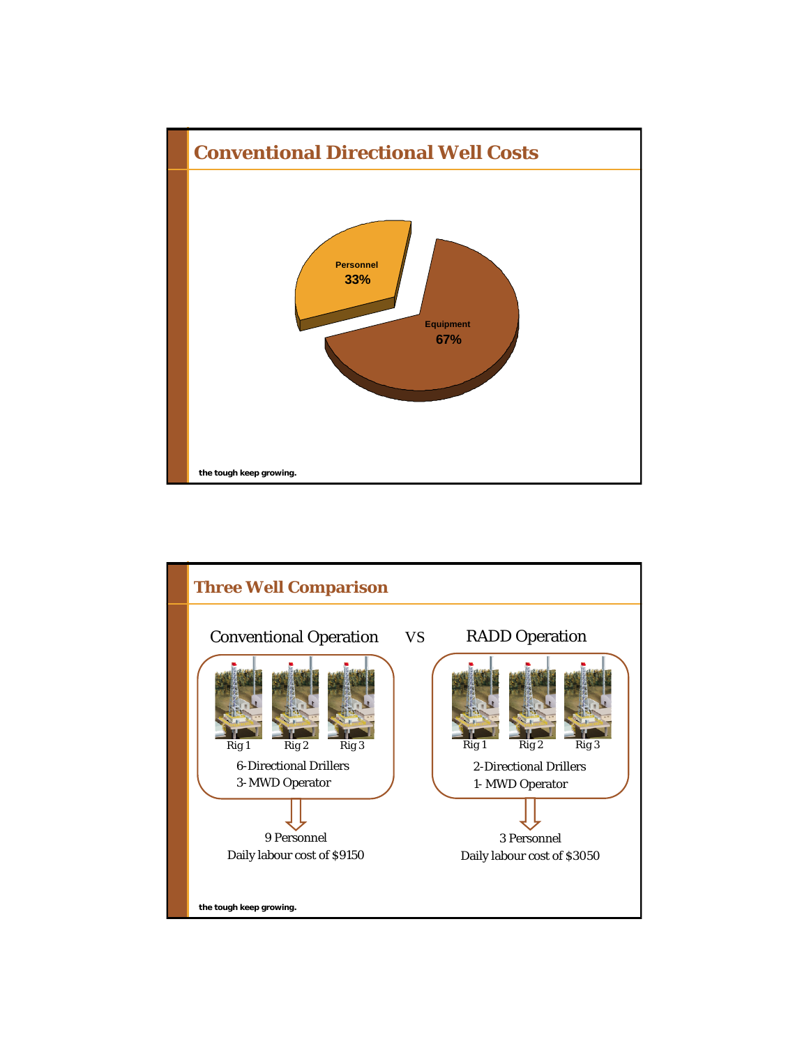## Conventional Directional Well Costs

Personnel 33%

Equipment 67%

## Three Well Comparison

Conventional Operation VS RADD Operation

**Conventional Operation**

Rig 1 Rig 2 Rig 3

6-Directional Drillers
3- MWD Operator

9 Personnel
Daily labour cost of $9150

**RADD Operation**

Rig 1 Rig 2 Rig 3

2-Directional Drillers
1- MWD Operator

3 Personnel
Daily labour cost of $3050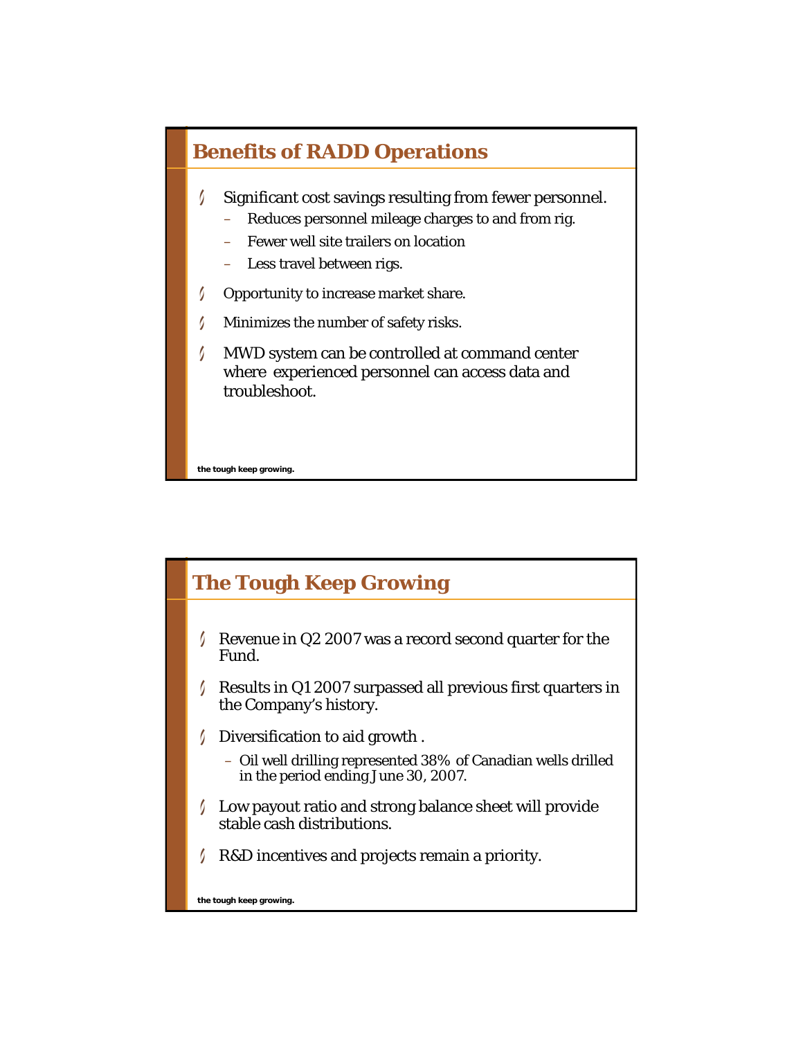## Benefits of RADD Operations

- Significant cost savings resulting from fewer personnel.
  - Reduces personnel mileage charges to and from rig.
  - Fewer well site trailers on location
  - Less travel between rigs.
- Opportunity to increase market share.
- Minimizes the number of safety risks.
- MWD system can be controlled at command center where experienced personnel can access data and troubleshoot.

the tough keep growing.

## The Tough Keep Growing

- Revenue in Q2 2007 was a record second quarter for the Fund.
- Results in Q1 2007 surpassed all previous first quarters in the Company's history.
- Diversification to aid growth .
  - Oil well drilling represented 38% of Canadian wells drilled in the period ending June 30, 2007.
- Low payout ratio and strong balance sheet will provide stable cash distributions.
- R&D incentives and projects remain a priority.

the tough keep growing.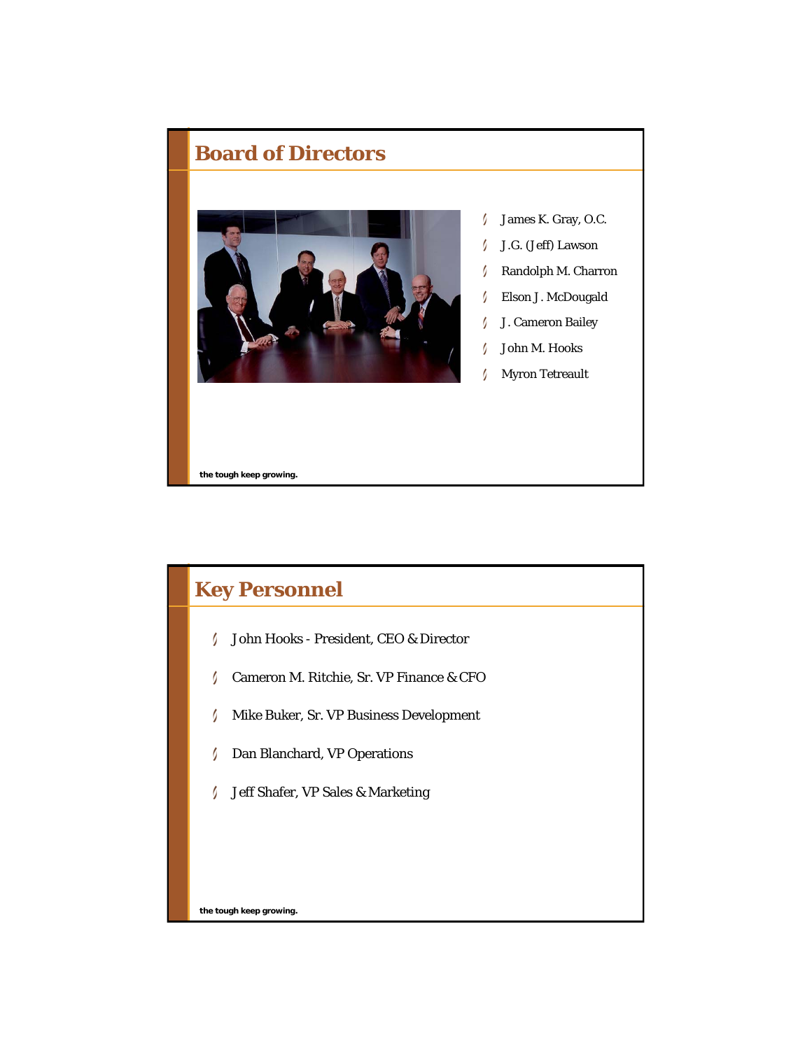## Board of Directors

- James K. Gray, O.C.
- J.G. (Jeff) Lawson
- Randolph M. Charron
- Elson J. McDougald
- J. Cameron Bailey
- John M. Hooks
- Myron Tetreault

the tough keep growing.

## Key Personnel

- John Hooks - President, CEO & Director
- Cameron M. Ritchie, Sr. VP Finance & CFO
- Mike Buker, Sr. VP Business Development
- Dan Blanchard, VP Operations
- Jeff Shafer, VP Sales & Marketing

the tough keep growing.